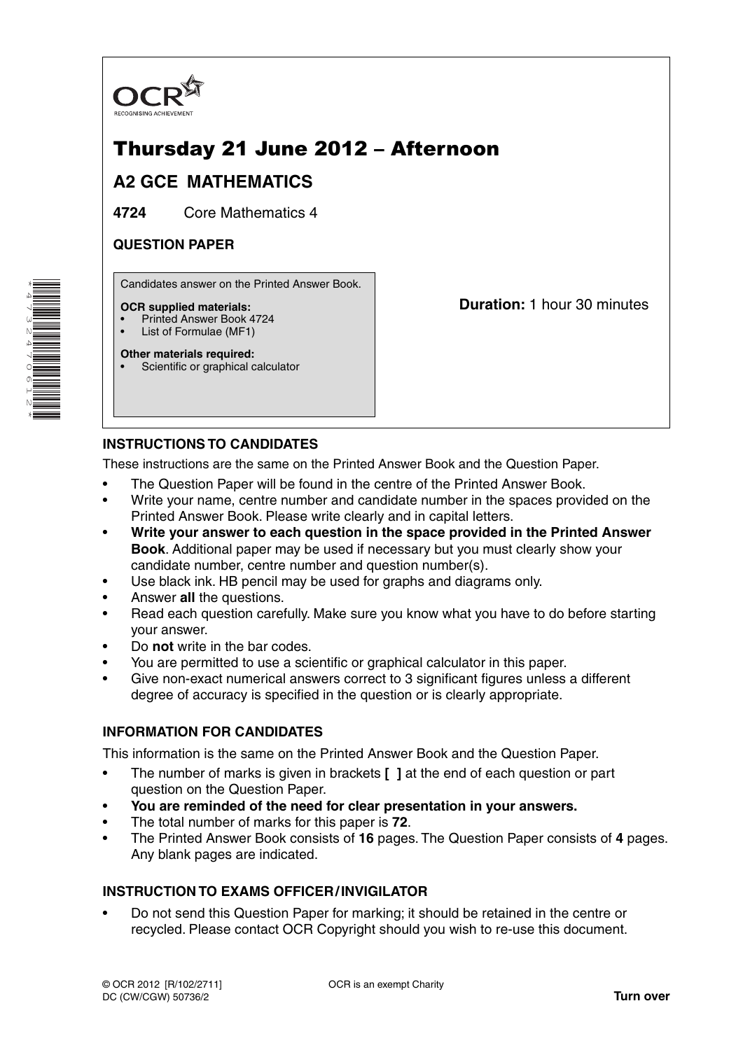OCR
RECOGNISING ACHIEVEMENT

# Thursday 21 June 2012 – Afternoon

## A2 GCE MATHEMATICS

**4724** Core Mathematics 4

**QUESTION PAPER**

Candidates answer on the Printed Answer Book.

**OCR supplied materials:**
- Printed Answer Book 4724
- List of Formulae (MF1)

**Other materials required:**
- Scientific or graphical calculator

**Duration:** 1 hour 30 minutes

### INSTRUCTIONS TO CANDIDATES

These instructions are the same on the Printed Answer Book and the Question Paper.

- The Question Paper will be found in the centre of the Printed Answer Book.
- Write your name, centre number and candidate number in the spaces provided on the Printed Answer Book. Please write clearly and in capital letters.
- **Write your answer to each question in the space provided in the Printed Answer Book**. Additional paper may be used if necessary but you must clearly show your candidate number, centre number and question number(s).
- Use black ink. HB pencil may be used for graphs and diagrams only.
- Answer **all** the questions.
- Read each question carefully. Make sure you know what you have to do before starting your answer.
- Do **not** write in the bar codes.
- You are permitted to use a scientific or graphical calculator in this paper.
- Give non-exact numerical answers correct to 3 significant figures unless a different degree of accuracy is specified in the question or is clearly appropriate.

### INFORMATION FOR CANDIDATES

This information is the same on the Printed Answer Book and the Question Paper.

- The number of marks is given in brackets **[ ]** at the end of each question or part question on the Question Paper.
- **You are reminded of the need for clear presentation in your answers.**
- The total number of marks for this paper is **72**.
- The Printed Answer Book consists of **16** pages. The Question Paper consists of **4** pages. Any blank pages are indicated.

### INSTRUCTION TO EXAMS OFFICER / INVIGILATOR

- Do not send this Question Paper for marking; it should be retained in the centre or recycled. Please contact OCR Copyright should you wish to re-use this document.

© OCR 2012 [R/102/2711]
DC (CW/CGW) 50736/2

OCR is an exempt Charity

**Turn over**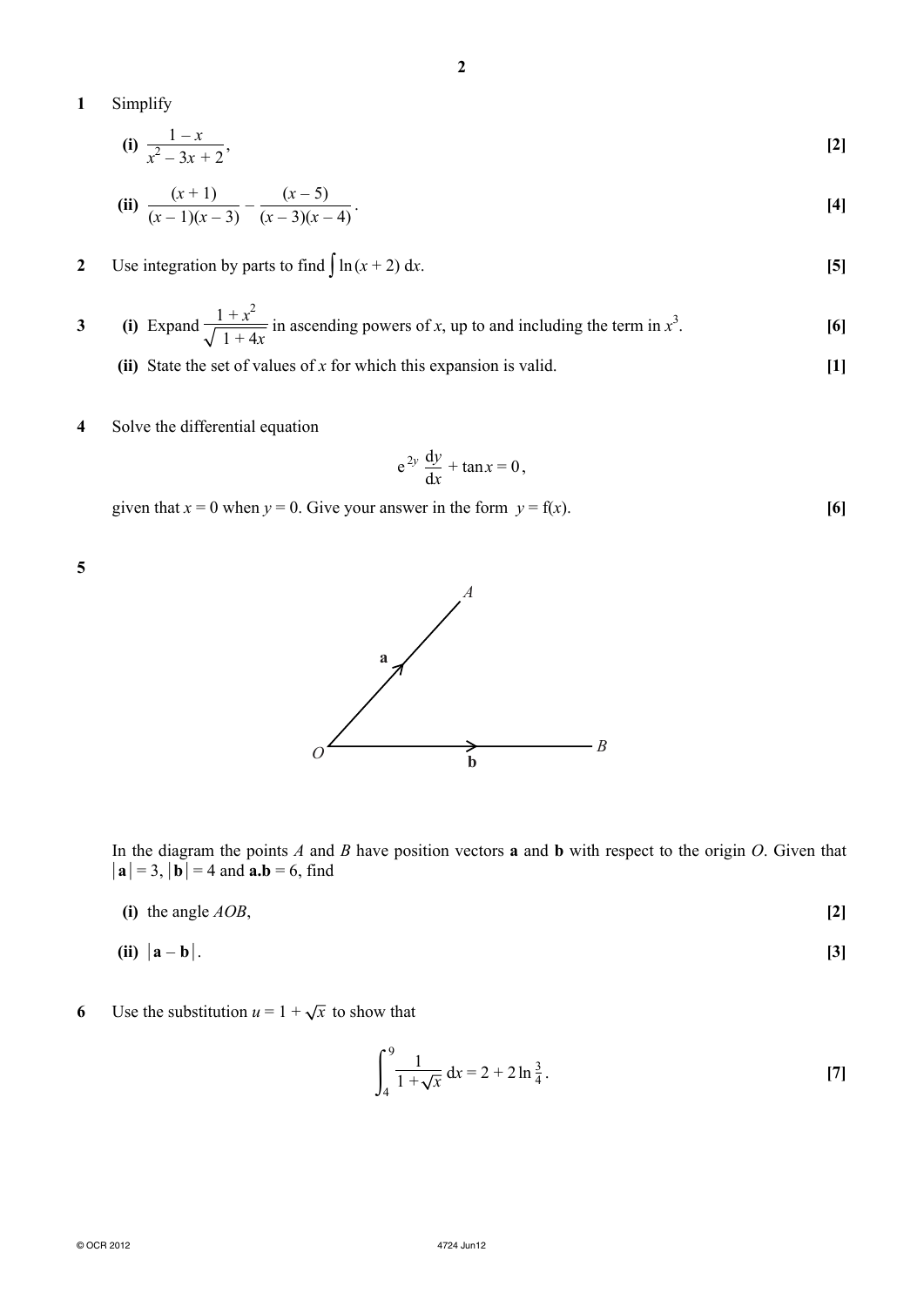**1** Simplify

**(i)** $\dfrac{1-x}{x^2-3x+2}$, **[2]**

**(ii)** $\dfrac{(x+1)}{(x-1)(x-3)} - \dfrac{(x-5)}{(x-3)(x-4)}$. **[4]**

**2** Use integration by parts to find $\int \ln(x+2)\,dx$. **[5]**

**3** **(i)** Expand $\dfrac{1+x^2}{\sqrt{1+4x}}$ in ascending powers of $x$, up to and including the term in $x^3$. **[6]**

**(ii)** State the set of values of $x$ for which this expansion is valid. **[1]**

**4** Solve the differential equation

$$e^{2y}\frac{dy}{dx} + \tan x = 0,$$

given that $x = 0$ when $y = 0$. Give your answer in the form $y = f(x)$. **[6]**

**5**

In the diagram the points $A$ and $B$ have position vectors $\mathbf{a}$ and $\mathbf{b}$ with respect to the origin $O$. Given that $|\mathbf{a}| = 3$, $|\mathbf{b}| = 4$ and $\mathbf{a.b} = 6$, find

**(i)** the angle $AOB$, **[2]**

**(ii)** $|\mathbf{a} - \mathbf{b}|$. **[3]**

**6** Use the substitution $u = 1 + \sqrt{x}$ to show that

$$\int_4^9 \frac{1}{1+\sqrt{x}}\,dx = 2 + 2\ln\tfrac{3}{4}.$$ **[7]**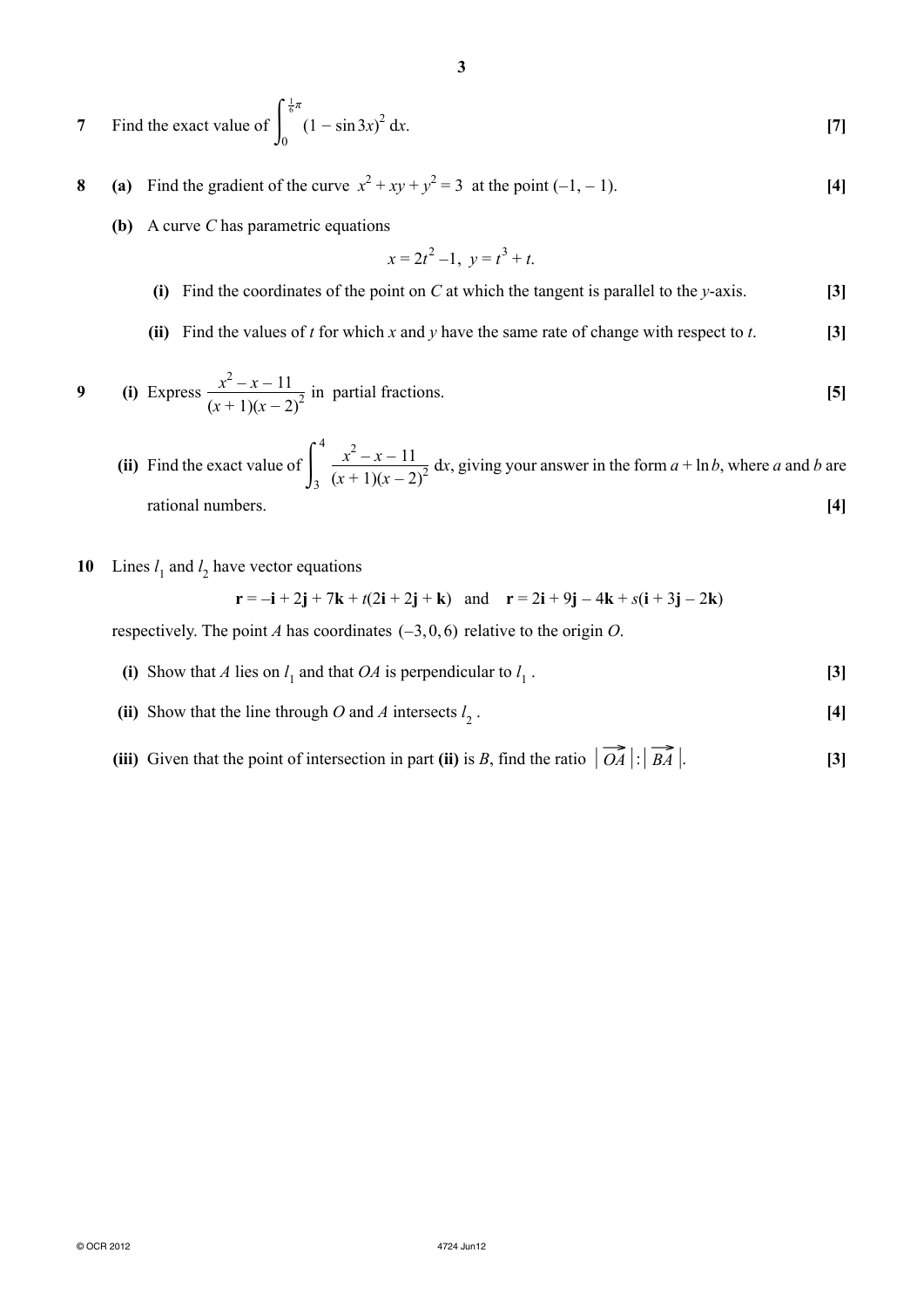**7** Find the exact value of $\int_0^{\frac{1}{6}\pi} (1 - \sin 3x)^2 \, dx$. **[7]**

**8** **(a)** Find the gradient of the curve $x^2 + xy + y^2 = 3$ at the point $(-1, -1)$. **[4]**

**(b)** A curve $C$ has parametric equations

$$x = 2t^2 - 1, \; y = t^3 + t.$$

**(i)** Find the coordinates of the point on $C$ at which the tangent is parallel to the $y$-axis. **[3]**

**(ii)** Find the values of $t$ for which $x$ and $y$ have the same rate of change with respect to $t$. **[3]**

**9** **(i)** Express $\dfrac{x^2 - x - 11}{(x+1)(x-2)^2}$ in partial fractions. **[5]**

**(ii)** Find the exact value of $\int_3^4 \dfrac{x^2 - x - 11}{(x+1)(x-2)^2} \, dx$, giving your answer in the form $a + \ln b$, where $a$ and $b$ are rational numbers. **[4]**

**10** Lines $l_1$ and $l_2$ have vector equations

$$\mathbf{r} = -\mathbf{i} + 2\mathbf{j} + 7\mathbf{k} + t(2\mathbf{i} + 2\mathbf{j} + \mathbf{k}) \quad \text{and} \quad \mathbf{r} = 2\mathbf{i} + 9\mathbf{j} - 4\mathbf{k} + s(\mathbf{i} + 3\mathbf{j} - 2\mathbf{k})$$

respectively. The point $A$ has coordinates $(-3, 0, 6)$ relative to the origin $O$.

**(i)** Show that $A$ lies on $l_1$ and that $OA$ is perpendicular to $l_1$. **[3]**

**(ii)** Show that the line through $O$ and $A$ intersects $l_2$. **[4]**

**(iii)** Given that the point of intersection in part **(ii)** is $B$, find the ratio $|\overrightarrow{OA}| : |\overrightarrow{BA}|$. **[3]**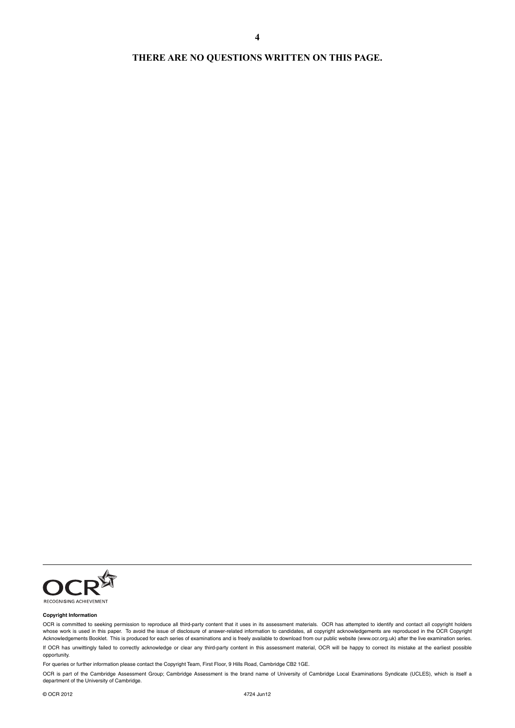**THERE ARE NO QUESTIONS WRITTEN ON THIS PAGE.**

RECOGNISING ACHIEVEMENT

**Copyright Information**

OCR is committed to seeking permission to reproduce all third-party content that it uses in its assessment materials. OCR has attempted to identify and contact all copyright holders whose work is used in this paper. To avoid the issue of disclosure of answer-related information to candidates, all copyright acknowledgements are reproduced in the OCR Copyright Acknowledgements Booklet. This is produced for each series of examinations and is freely available to download from our public website (www.ocr.org.uk) after the live examination series.

If OCR has unwittingly failed to correctly acknowledge or clear any third-party content in this assessment material, OCR will be happy to correct its mistake at the earliest possible opportunity.

For queries or further information please contact the Copyright Team, First Floor, 9 Hills Road, Cambridge CB2 1GE.

OCR is part of the Cambridge Assessment Group; Cambridge Assessment is the brand name of University of Cambridge Local Examinations Syndicate (UCLES), which is itself a department of the University of Cambridge.

© OCR 2012 4724 Jun12